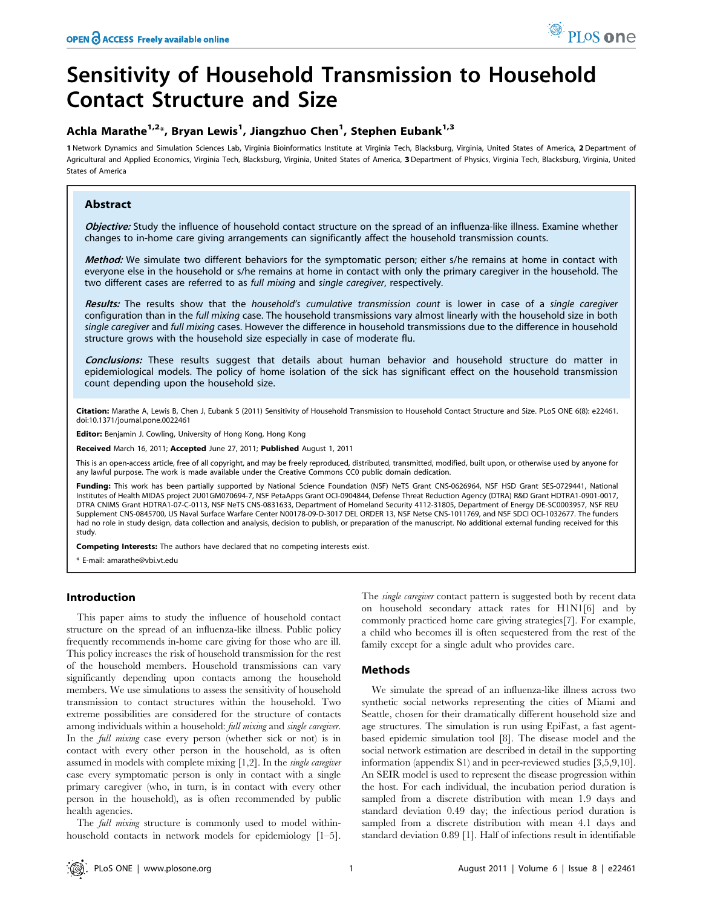# Sensitivity of Household Transmission to Household Contact Structure and Size

**Achla Marathe[1,2]*, Bryan Lewis[1], Jiangzhuo Chen[1], Stephen Eubank[1,3]**

**1** Network Dynamics and Simulation Sciences Lab, Virginia Bioinformatics Institute at Virginia Tech, Blacksburg, Virginia, United States of America, **2** Department of Agricultural and Applied Economics, Virginia Tech, Blacksburg, Virginia, United States of America, **3** Department of Physics, Virginia Tech, Blacksburg, Virginia, United States of America

## Abstract

***Objective:*** Study the influence of household contact structure on the spread of an influenza-like illness. Examine whether changes to in-home care giving arrangements can significantly affect the household transmission counts.

***Method:*** We simulate two different behaviors for the symptomatic person; either s/he remains at home in contact with everyone else in the household or s/he remains at home in contact with only the primary caregiver in the household. The two different cases are referred to as *full mixing* and *single caregiver*, respectively.

***Results:*** The results show that the *household's cumulative transmission count* is lower in case of a *single caregiver* configuration than in the *full mixing* case. The household transmissions vary almost linearly with the household size in both *single caregiver* and *full mixing* cases. However the difference in household transmissions due to the difference in household structure grows with the household size especially in case of moderate flu.

***Conclusions:*** These results suggest that details about human behavior and household structure do matter in epidemiological models. The policy of home isolation of the sick has significant effect on the household transmission count depending upon the household size.

**Citation:** Marathe A, Lewis B, Chen J, Eubank S (2011) Sensitivity of Household Transmission to Household Contact Structure and Size. PLoS ONE 6(8): e22461. doi:10.1371/journal.pone.0022461

**Editor:** Benjamin J. Cowling, University of Hong Kong, Hong Kong

**Received** March 16, 2011; **Accepted** June 27, 2011; **Published** August 1, 2011

This is an open-access article, free of all copyright, and may be freely reproduced, distributed, transmitted, modified, built upon, or otherwise used by anyone for any lawful purpose. The work is made available under the Creative Commons CC0 public domain dedication.

**Funding:** This work has been partially supported by National Science Foundation (NSF) NeTS Grant CNS-0626964, NSF HSD Grant SES-0729441, National Institutes of Health MIDAS project 2U01GM070694-7, NSF PetaApps Grant OCI-0904844, Defense Threat Reduction Agency (DTRA) R&D Grant HDTRA1-0901-0017, DTRA CNIMS Grant HDTRA1-07-C-0113, NSF NeTS CNS-0831633, Department of Homeland Security 4112-31805, Department of Energy DE-SC0003957, NSF REU Supplement CNS-0845700, US Naval Surface Warfare Center N00178-09-D-3017 DEL ORDER 13, NSF Netse CNS-1011769, and NSF SDCI OCI-1032677. The funders had no role in study design, data collection and analysis, decision to publish, or preparation of the manuscript. No additional external funding received for this study.

**Competing Interests:** The authors have declared that no competing interests exist.

\* E-mail: amarathe@vbi.vt.edu

## Introduction

This paper aims to study the influence of household contact structure on the spread of an influenza-like illness. Public policy frequently recommends in-home care giving for those who are ill. This policy increases the risk of household transmission for the rest of the household members. Household transmissions can vary significantly depending upon contacts among the household members. We use simulations to assess the sensitivity of household transmission to contact structures within the household. Two extreme possibilities are considered for the structure of contacts among individuals within a household: *full mixing* and *single caregiver*. In the *full mixing* case every person (whether sick or not) is in contact with every other person in the household, as is often assumed in models with complete mixing [1,2]. In the *single caregiver* case every symptomatic person is only in contact with a single primary caregiver (who, in turn, is in contact with every other person in the household), as is often recommended by public health agencies.

The *full mixing* structure is commonly used to model within-household contacts in network models for epidemiology [1–5]. The *single caregiver* contact pattern is suggested both by recent data on household secondary attack rates for H1N1[6] and by commonly practiced home care giving strategies[7]. For example, a child who becomes ill is often sequestered from the rest of the family except for a single adult who provides care.

## Methods

We simulate the spread of an influenza-like illness across two synthetic social networks representing the cities of Miami and Seattle, chosen for their dramatically different household size and age structures. The simulation is run using EpiFast, a fast agent-based epidemic simulation tool [8]. The disease model and the social network estimation are described in detail in the supporting information (appendix S1) and in peer-reviewed studies [3,5,9,10]. An SEIR model is used to represent the disease progression within the host. For each individual, the incubation period duration is sampled from a discrete distribution with mean 1.9 days and standard deviation 0.49 day; the infectious period duration is sampled from a discrete distribution with mean 4.1 days and standard deviation 0.89 [1]. Half of infections result in identifiable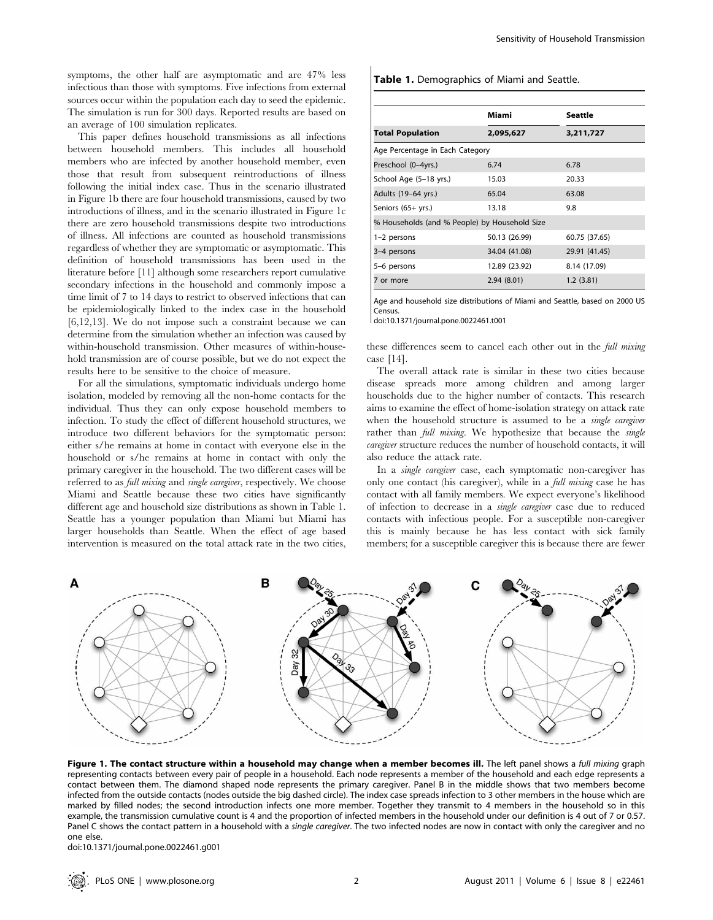symptoms, the other half are asymptomatic and are 47% less infectious than those with symptoms. Five infections from external sources occur within the population each day to seed the epidemic. The simulation is run for 300 days. Reported results are based on an average of 100 simulation replicates.

This paper defines household transmissions as all infections between household members. This includes all household members who are infected by another household member, even those that result from subsequent reintroductions of illness following the initial index case. Thus in the scenario illustrated in Figure 1b there are four household transmissions, caused by two introductions of illness, and in the scenario illustrated in Figure 1c there are zero household transmissions despite two introductions of illness. All infections are counted as household transmissions regardless of whether they are symptomatic or asymptomatic. This definition of household transmissions has been used in the literature before [11] although some researchers report cumulative secondary infections in the household and commonly impose a time limit of 7 to 14 days to restrict to observed infections that can be epidemiologically linked to the index case in the household [6,12,13]. We do not impose such a constraint because we can determine from the simulation whether an infection was caused by within-household transmission. Other measures of within-household transmission are of course possible, but we do not expect the results here to be sensitive to the choice of measure.

For all the simulations, symptomatic individuals undergo home isolation, modeled by removing all the non-home contacts for the individual. Thus they can only expose household members to infection. To study the effect of different household structures, we introduce two different behaviors for the symptomatic person: either s/he remains at home in contact with everyone else in the household or s/he remains at home in contact with only the primary caregiver in the household. The two different cases will be referred to as *full mixing* and *single caregiver*, respectively. We choose Miami and Seattle because these two cities have significantly different age and household size distributions as shown in Table 1. Seattle has a younger population than Miami but Miami has larger households than Seattle. When the effect of age based intervention is measured on the total attack rate in the two cities,

**Table 1.** Demographics of Miami and Seattle.

| | Miami | Seattle |
|---|---|---|
| **Total Population** | **2,095,627** | **3,211,727** |
| Age Percentage in Each Category | | |
| Preschool (0–4yrs.) | 6.74 | 6.78 |
| School Age (5–18 yrs.) | 15.03 | 20.33 |
| Adults (19–64 yrs.) | 65.04 | 63.08 |
| Seniors (65+ yrs.) | 13.18 | 9.8 |
| % Households (and % People) by Household Size | | |
| 1–2 persons | 50.13 (26.99) | 60.75 (37.65) |
| 3–4 persons | 34.04 (41.08) | 29.91 (41.45) |
| 5–6 persons | 12.89 (23.92) | 8.14 (17.09) |
| 7 or more | 2.94 (8.01) | 1.2 (3.81) |

Age and household size distributions of Miami and Seattle, based on 2000 US Census.
doi:10.1371/journal.pone.0022461.t001

these differences seem to cancel each other out in the *full mixing* case [14].

The overall attack rate is similar in these two cities because disease spreads more among children and among larger households due to the higher number of contacts. This research aims to examine the effect of home-isolation strategy on attack rate when the household structure is assumed to be a *single caregiver* rather than *full mixing*. We hypothesize that because the *single caregiver* structure reduces the number of household contacts, it will also reduce the attack rate.

In a *single caregiver* case, each symptomatic non-caregiver has only one contact (his caregiver), while in a *full mixing* case he has contact with all family members. We expect everyone's likelihood of infection to decrease in a *single caregiver* case due to reduced contacts with infectious people. For a susceptible non-caregiver this is mainly because he has less contact with sick family members; for a susceptible caregiver this is because there are fewer

**Figure 1. The contact structure within a household may change when a member becomes ill.** The left panel shows a *full mixing* graph representing contacts between every pair of people in a household. Each node represents a member of the household and each edge represents a contact between them. The diamond shaped node represents the primary caregiver. Panel B in the middle shows that two members become infected from the outside contacts (nodes outside the big dashed circle). The index case spreads infection to 3 other members in the house which are marked by filled nodes; the second introduction infects one more member. Together they transmit to 4 members in the household so in this example, the transmission cumulative count is 4 and the proportion of infected members in the household under our definition is 4 out of 7 or 0.57. Panel C shows the contact pattern in a household with a *single caregiver*. The two infected nodes are now in contact with only the caregiver and no one else.
doi:10.1371/journal.pone.0022461.g001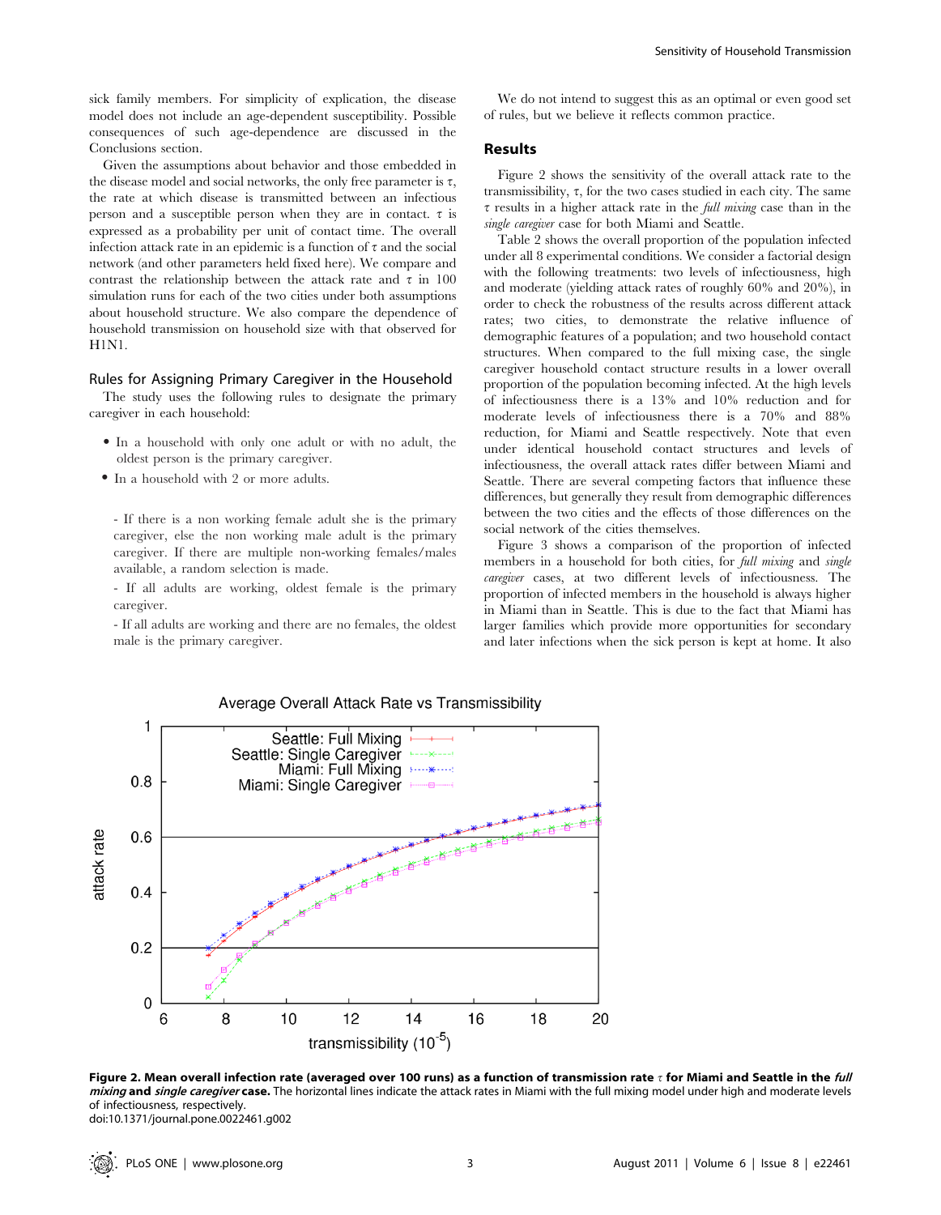sick family members. For simplicity of explication, the disease model does not include an age-dependent susceptibility. Possible consequences of such age-dependence are discussed in the Conclusions section.

Given the assumptions about behavior and those embedded in the disease model and social networks, the only free parameter is $\tau$, the rate at which disease is transmitted between an infectious person and a susceptible person when they are in contact. $\tau$ is expressed as a probability per unit of contact time. The overall infection attack rate in an epidemic is a function of $\tau$ and the social network (and other parameters held fixed here). We compare and contrast the relationship between the attack rate and $\tau$ in 100 simulation runs for each of the two cities under both assumptions about household structure. We also compare the dependence of household transmission on household size with that observed for H1N1.

### Rules for Assigning Primary Caregiver in the Household

The study uses the following rules to designate the primary caregiver in each household:

- In a household with only one adult or with no adult, the oldest person is the primary caregiver.
- In a household with 2 or more adults.

  - If there is a non working female adult she is the primary caregiver, else the non working male adult is the primary caregiver. If there are multiple non-working females/males available, a random selection is made.
  - If all adults are working, oldest female is the primary caregiver.
  - If all adults are working and there are no females, the oldest male is the primary caregiver.

We do not intend to suggest this as an optimal or even good set of rules, but we believe it reflects common practice.

## Results

Figure 2 shows the sensitivity of the overall attack rate to the transmissibility, $\tau$, for the two cases studied in each city. The same $\tau$ results in a higher attack rate in the *full mixing* case than in the *single caregiver* case for both Miami and Seattle.

Table 2 shows the overall proportion of the population infected under all 8 experimental conditions. We consider a factorial design with the following treatments: two levels of infectiousness, high and moderate (yielding attack rates of roughly 60% and 20%), in order to check the robustness of the results across different attack rates; two cities, to demonstrate the relative influence of demographic features of a population; and two household contact structures. When compared to the full mixing case, the single caregiver household contact structure results in a lower overall proportion of the population becoming infected. At the high levels of infectiousness there is a 13% and 10% reduction and for moderate levels of infectiousness there is a 70% and 88% reduction, for Miami and Seattle respectively. Note that even under identical household contact structures and levels of infectiousness, the overall attack rates differ between Miami and Seattle. There are several competing factors that influence these differences, but generally they result from demographic differences between the two cities and the effects of those differences on the social network of the cities themselves.

Figure 3 shows a comparison of the proportion of infected members in a household for both cities, for *full mixing* and *single caregiver* cases, at two different levels of infectiousness. The proportion of infected members in the household is always higher in Miami than in Seattle. This is due to the fact that Miami has larger families which provide more opportunities for secondary and later infections when the sick person is kept at home. It also

**Figure 2. Mean overall infection rate (averaged over 100 runs) as a function of transmission rate $\tau$ for Miami and Seattle in the *full mixing* and *single caregiver* case.** The horizontal lines indicate the attack rates in Miami with the full mixing model under high and moderate levels of infectiousness, respectively.
doi:10.1371/journal.pone.0022461.g002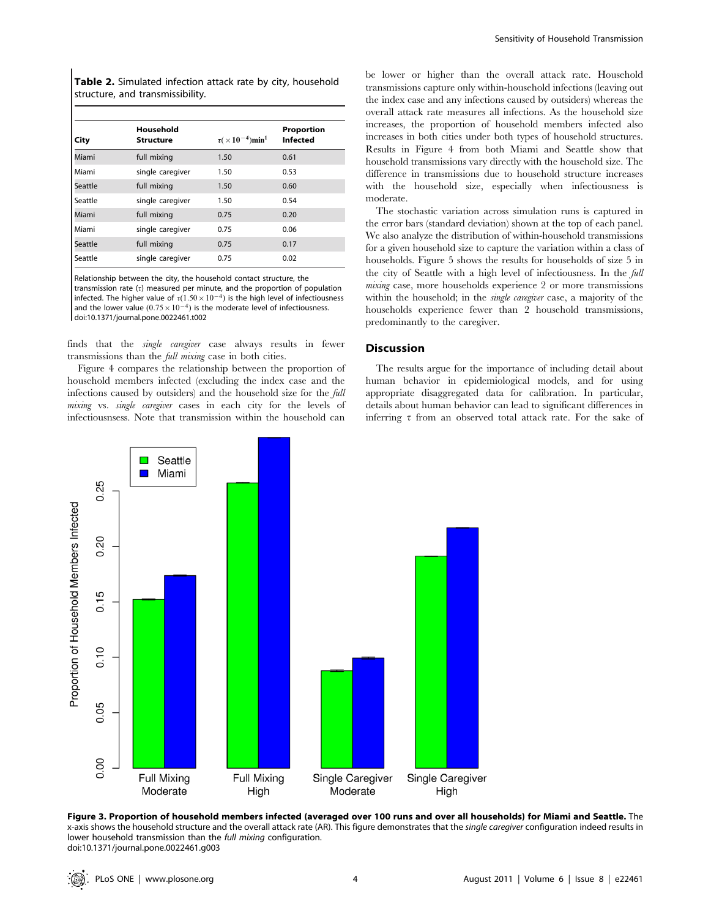**Table 2.** Simulated infection attack rate by city, household structure, and transmissibility.

| City | Household Structure | $\tau(\times 10^{-4})\text{min}^{1}$ | Proportion Infected |
|---|---|---|---|
| Miami | full mixing | 1.50 | 0.61 |
| Miami | single caregiver | 1.50 | 0.53 |
| Seattle | full mixing | 1.50 | 0.60 |
| Seattle | single caregiver | 1.50 | 0.54 |
| Miami | full mixing | 0.75 | 0.20 |
| Miami | single caregiver | 0.75 | 0.06 |
| Seattle | full mixing | 0.75 | 0.17 |
| Seattle | single caregiver | 0.75 | 0.02 |

Relationship between the city, the household contact structure, the transmission rate ($\tau$) measured per minute, and the proportion of population infected. The higher value of $\tau(1.50\times10^{-4})$ is the high level of infectiousness and the lower value ($0.75\times10^{-4}$) is the moderate level of infectiousness.
doi:10.1371/journal.pone.0022461.t002

finds that the *single caregiver* case always results in fewer transmissions than the *full mixing* case in both cities.

Figure 4 compares the relationship between the proportion of household members infected (excluding the index case and the infections caused by outsiders) and the household size for the *full mixing* vs. *single caregiver* cases in each city for the levels of infectiousnsess. Note that transmission within the household can be lower or higher than the overall attack rate. Household transmissions capture only within-household infections (leaving out the index case and any infections caused by outsiders) whereas the overall attack rate measures all infections. As the household size increases, the proportion of household members infected also increases in both cities under both types of household structures. Results in Figure 4 from both Miami and Seattle show that household transmissions vary directly with the household size. The difference in transmissions due to household structure increases with the household size, especially when infectiousness is moderate.

The stochastic variation across simulation runs is captured in the error bars (standard deviation) shown at the top of each panel. We also analyze the distribution of within-household transmissions for a given household size to capture the variation within a class of households. Figure 5 shows the results for households of size 5 in the city of Seattle with a high level of infectiousness. In the *full mixing* case, more households experience 2 or more transmissions within the household; in the *single caregiver* case, a majority of the households experience fewer than 2 household transmissions, predominantly to the caregiver.

## Discussion

The results argue for the importance of including detail about human behavior in epidemiological models, and for using appropriate disaggregated data for calibration. In particular, details about human behavior can lead to significant differences in inferring $\tau$ from an observed total attack rate. For the sake of

**Figure 3. Proportion of household members infected (averaged over 100 runs and over all households) for Miami and Seattle.** The x-axis shows the household structure and the overall attack rate (AR). This figure demonstrates that the *single caregiver* configuration indeed results in lower household transmission than the *full mixing* configuration.
doi:10.1371/journal.pone.0022461.g003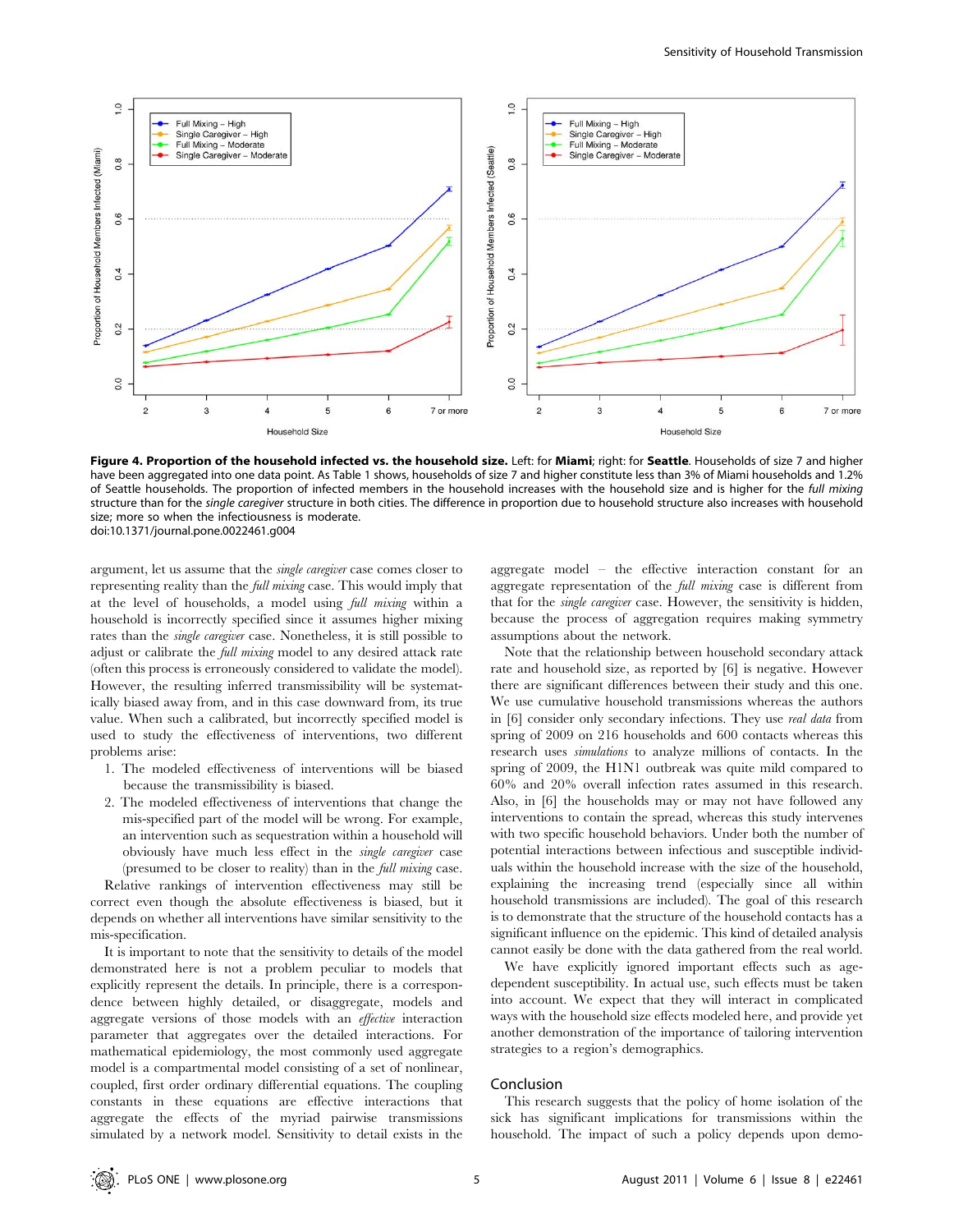**Figure 4. Proportion of the household infected vs. the household size.** Left: for **Miami**; right: for **Seattle**. Households of size 7 and higher have been aggregated into one data point. As Table 1 shows, households of size 7 and higher constitute less than 3% of Miami households and 1.2% of Seattle households. The proportion of infected members in the household increases with the household size and is higher for the *full mixing* structure than for the *single caregiver* structure in both cities. The difference in proportion due to household structure also increases with household size; more so when the infectiousness is moderate.
doi:10.1371/journal.pone.0022461.g004

argument, let us assume that the *single caregiver* case comes closer to representing reality than the *full mixing* case. This would imply that at the level of households, a model using *full mixing* within a household is incorrectly specified since it assumes higher mixing rates than the *single caregiver* case. Nonetheless, it is still possible to adjust or calibrate the *full mixing* model to any desired attack rate (often this process is erroneously considered to validate the model). However, the resulting inferred transmissibility will be systematically biased away from, and in this case downward from, its true value. When such a calibrated, but incorrectly specified model is used to study the effectiveness of interventions, two different problems arise:

1. The modeled effectiveness of interventions will be biased because the transmissibility is biased.
2. The modeled effectiveness of interventions that change the mis-specified part of the model will be wrong. For example, an intervention such as sequestration within a household will obviously have much less effect in the *single caregiver* case (presumed to be closer to reality) than in the *full mixing* case.

Relative rankings of intervention effectiveness may still be correct even though the absolute effectiveness is biased, but it depends on whether all interventions have similar sensitivity to the mis-specification.

It is important to note that the sensitivity to details of the model demonstrated here is not a problem peculiar to models that explicitly represent the details. In principle, there is a correspondence between highly detailed, or disaggregate, models and aggregate versions of those models with an *effective* interaction parameter that aggregates over the detailed interactions. For mathematical epidemiology, the most commonly used aggregate model is a compartmental model consisting of a set of nonlinear, coupled, first order ordinary differential equations. The coupling constants in these equations are effective interactions that aggregate the effects of the myriad pairwise transmissions simulated by a network model. Sensitivity to detail exists in the aggregate model – the effective interaction constant for an aggregate representation of the *full mixing* case is different from that for the *single caregiver* case. However, the sensitivity is hidden, because the process of aggregation requires making symmetry assumptions about the network.

Note that the relationship between household secondary attack rate and household size, as reported by [6] is negative. However there are significant differences between their study and this one. We use cumulative household transmissions whereas the authors in [6] consider only secondary infections. They use *real data* from spring of 2009 on 216 households and 600 contacts whereas this research uses *simulations* to analyze millions of contacts. In the spring of 2009, the H1N1 outbreak was quite mild compared to 60% and 20% overall infection rates assumed in this research. Also, in [6] the households may or may not have followed any interventions to contain the spread, whereas this study intervenes with two specific household behaviors. Under both the number of potential interactions between infectious and susceptible individuals within the household increase with the size of the household, explaining the increasing trend (especially since all within household transmissions are included). The goal of this research is to demonstrate that the structure of the household contacts has a significant influence on the epidemic. This kind of detailed analysis cannot easily be done with the data gathered from the real world.

We have explicitly ignored important effects such as age-dependent susceptibility. In actual use, such effects must be taken into account. We expect that they will interact in complicated ways with the household size effects modeled here, and provide yet another demonstration of the importance of tailoring intervention strategies to a region's demographics.

## Conclusion

This research suggests that the policy of home isolation of the sick has significant implications for transmissions within the household. The impact of such a policy depends upon demo-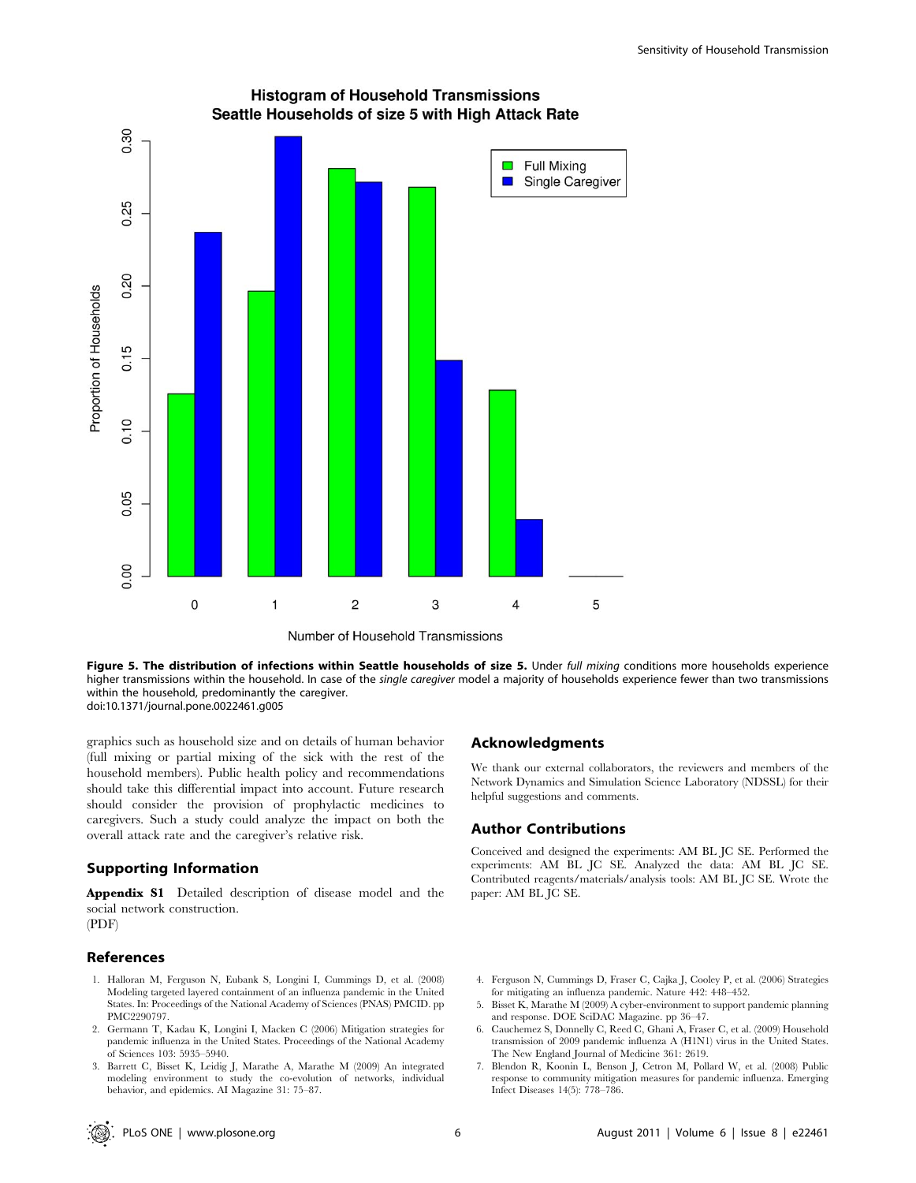**Figure 5. The distribution of infections within Seattle households of size 5.** Under *full mixing* conditions more households experience higher transmissions within the household. In case of the *single caregiver* model a majority of households experience fewer than two transmissions within the household, predominantly the caregiver.
doi:10.1371/journal.pone.0022461.g005

graphics such as household size and on details of human behavior (full mixing or partial mixing of the sick with the rest of the household members). Public health policy and recommendations should take this differential impact into account. Future research should consider the provision of prophylactic medicines to caregivers. Such a study could analyze the impact on both the overall attack rate and the caregiver's relative risk.

## Supporting Information

**Appendix S1** Detailed description of disease model and the social network construction.
(PDF)

## Acknowledgments

We thank our external collaborators, the reviewers and members of the Network Dynamics and Simulation Science Laboratory (NDSSL) for their helpful suggestions and comments.

## Author Contributions

Conceived and designed the experiments: AM BL JC SE. Performed the experiments: AM BL JC SE. Analyzed the data: AM BL JC SE. Contributed reagents/materials/analysis tools: AM BL JC SE. Wrote the paper: AM BL JC SE.

## References

1. Halloran M, Ferguson N, Eubank S, Longini I, Cummings D, et al. (2008) Modeling targeted layered containment of an influenza pandemic in the United States. In: Proceedings of the National Academy of Sciences (PNAS) PMCID. pp PMC2290797.
2. Germann T, Kadau K, Longini I, Macken C (2006) Mitigation strategies for pandemic influenza in the United States. Proceedings of the National Academy of Sciences 103: 5935–5940.
3. Barrett C, Bisset K, Leidig J, Marathe A, Marathe M (2009) An integrated modeling environment to study the co-evolution of networks, individual behavior, and epidemics. AI Magazine 31: 75–87.
4. Ferguson N, Cummings D, Fraser C, Cajka J, Cooley P, et al. (2006) Strategies for mitigating an influenza pandemic. Nature 442: 448–452.
5. Bisset K, Marathe M (2009) A cyber-environment to support pandemic planning and response. DOE SciDAC Magazine. pp 36–47.
6. Cauchemez S, Donnelly C, Reed C, Ghani A, Fraser C, et al. (2009) Household transmission of 2009 pandemic influenza A (H1N1) virus in the United States. The New England Journal of Medicine 361: 2619.
7. Blendon R, Koonin L, Benson J, Cetron M, Pollard W, et al. (2008) Public response to community mitigation measures for pandemic influenza. Emerging Infect Diseases 14(5): 778–786.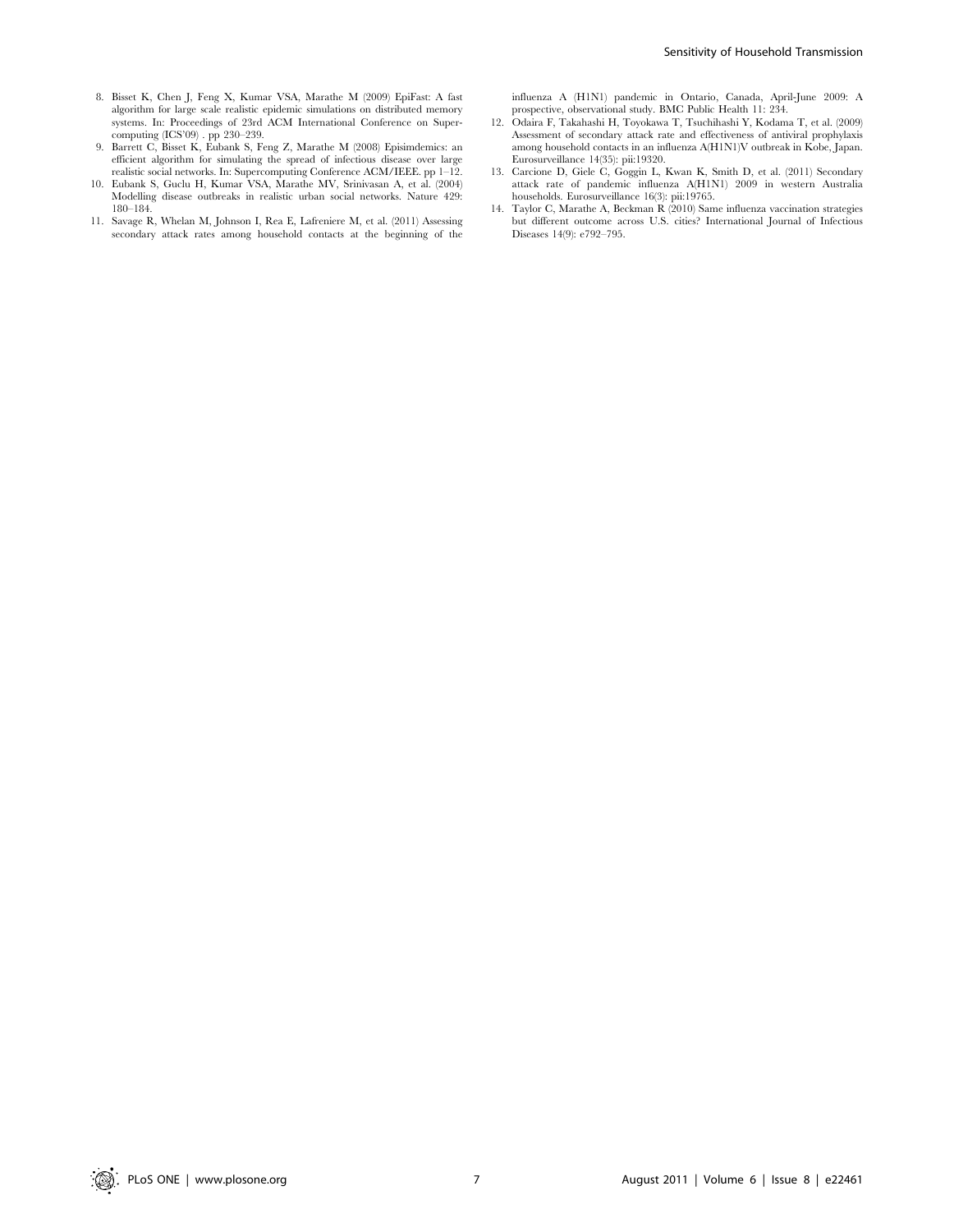8. Bisset K, Chen J, Feng X, Kumar VSA, Marathe M (2009) EpiFast: A fast algorithm for large scale realistic epidemic simulations on distributed memory systems. In: Proceedings of 23rd ACM International Conference on Supercomputing (ICS'09) . pp 230–239.
9. Barrett C, Bisset K, Eubank S, Feng Z, Marathe M (2008) Episimdemics: an efficient algorithm for simulating the spread of infectious disease over large realistic social networks. In: Supercomputing Conference ACM/IEEE. pp 1–12.
10. Eubank S, Guclu H, Kumar VSA, Marathe MV, Srinivasan A, et al. (2004) Modelling disease outbreaks in realistic urban social networks. Nature 429: 180–184.
11. Savage R, Whelan M, Johnson I, Rea E, Lafreniere M, et al. (2011) Assessing secondary attack rates among household contacts at the beginning of the influenza A (H1N1) pandemic in Ontario, Canada, April-June 2009: A prospective, observational study. BMC Public Health 11: 234.
12. Odaira F, Takahashi H, Toyokawa T, Tsuchihashi Y, Kodama T, et al. (2009) Assessment of secondary attack rate and effectiveness of antiviral prophylaxis among household contacts in an influenza A(H1N1)V outbreak in Kobe, Japan. Eurosurveillance 14(35): pii:19320.
13. Carcione D, Giele C, Goggin L, Kwan K, Smith D, et al. (2011) Secondary attack rate of pandemic influenza A(H1N1) 2009 in western Australia households. Eurosurveillance 16(3): pii:19765.
14. Taylor C, Marathe A, Beckman R (2010) Same influenza vaccination strategies but different outcome across U.S. cities? International Journal of Infectious Diseases 14(9): e792–795.